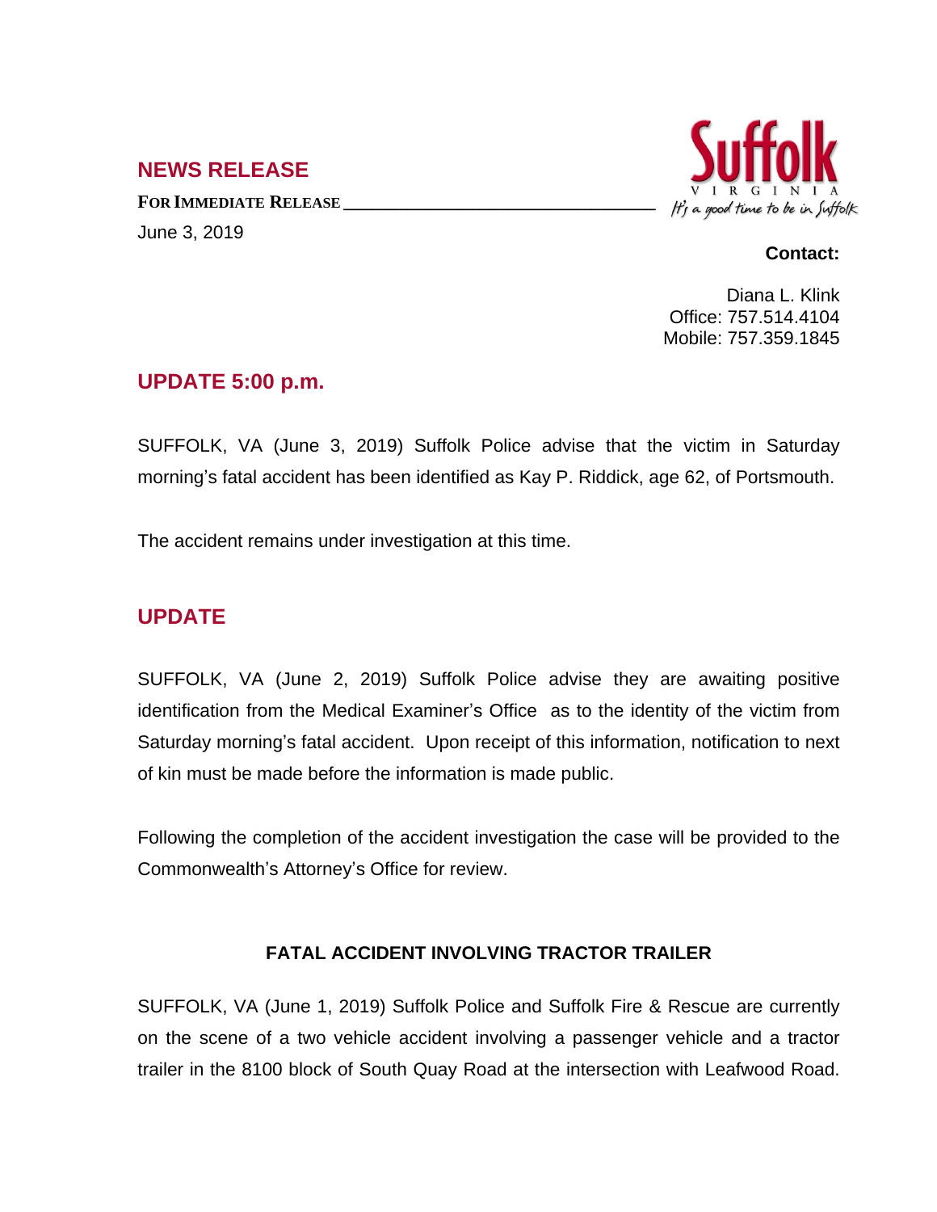## NEWS RELEASE

**FOR IMMEDIATE RELEASE**

June 3, 2019

Suffolk VIRGINIA *It's a good time to be in Suffolk*

**Contact:**

Diana L. Klink
Office: 757.514.4104
Mobile: 757.359.1845

## UPDATE 5:00 p.m.

SUFFOLK, VA (June 3, 2019) Suffolk Police advise that the victim in Saturday morning's fatal accident has been identified as Kay P. Riddick, age 62, of Portsmouth.

The accident remains under investigation at this time.

## UPDATE

SUFFOLK, VA (June 2, 2019) Suffolk Police advise they are awaiting positive identification from the Medical Examiner's Office as to the identity of the victim from Saturday morning's fatal accident. Upon receipt of this information, notification to next of kin must be made before the information is made public.

Following the completion of the accident investigation the case will be provided to the Commonwealth's Attorney's Office for review.

### FATAL ACCIDENT INVOLVING TRACTOR TRAILER

SUFFOLK, VA (June 1, 2019) Suffolk Police and Suffolk Fire & Rescue are currently on the scene of a two vehicle accident involving a passenger vehicle and a tractor trailer in the 8100 block of South Quay Road at the intersection with Leafwood Road.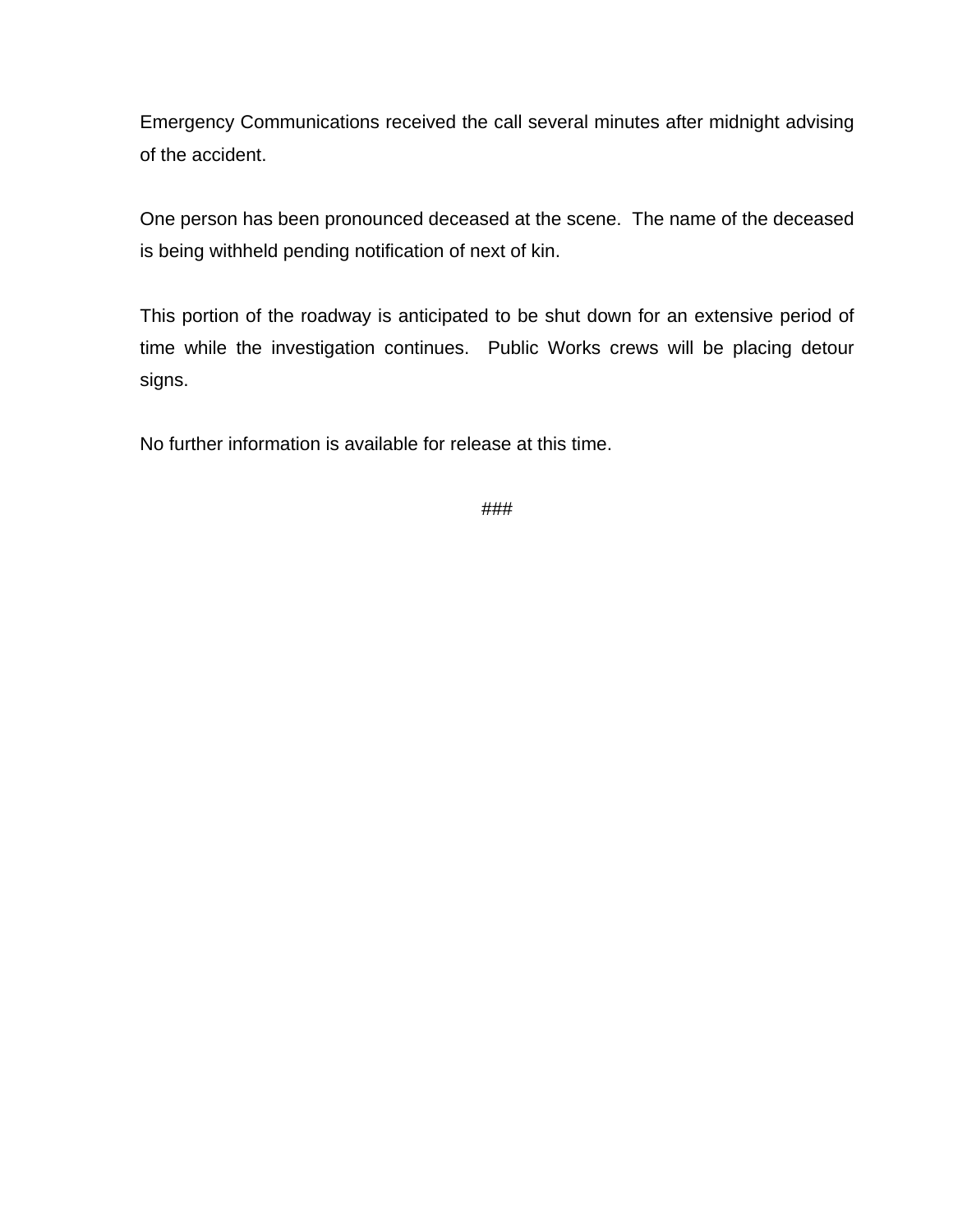Emergency Communications received the call several minutes after midnight advising of the accident.

One person has been pronounced deceased at the scene. The name of the deceased is being withheld pending notification of next of kin.

This portion of the roadway is anticipated to be shut down for an extensive period of time while the investigation continues. Public Works crews will be placing detour signs.

No further information is available for release at this time.

###